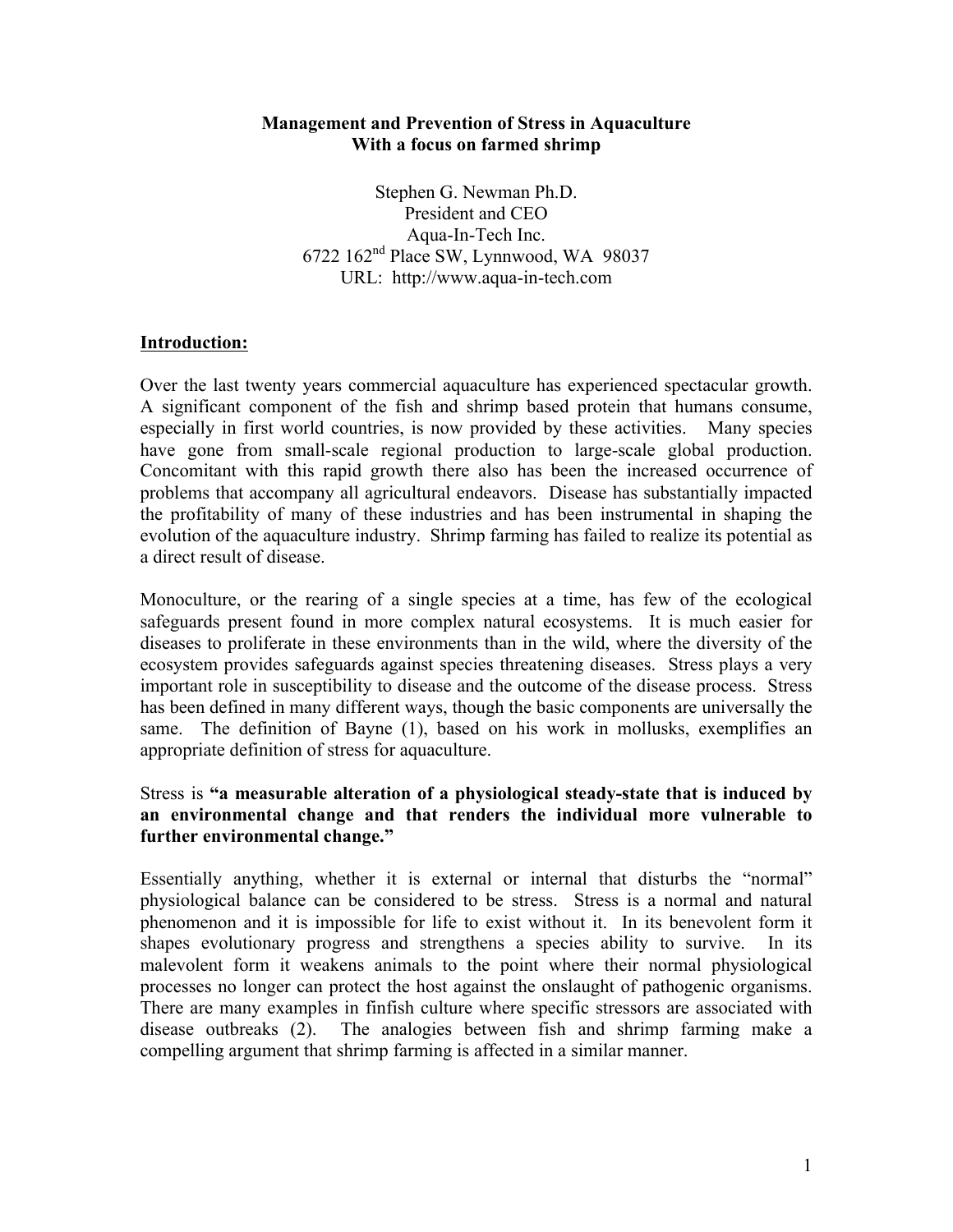# Management and Prevention of Stress in Aquaculture
## With a focus on farmed shrimp

Stephen G. Newman Ph.D.
President and CEO
Aqua-In-Tech Inc.
6722 162nd Place SW, Lynnwood, WA 98037
URL: http://www.aqua-in-tech.com

## Introduction:

Over the last twenty years commercial aquaculture has experienced spectacular growth. A significant component of the fish and shrimp based protein that humans consume, especially in first world countries, is now provided by these activities. Many species have gone from small-scale regional production to large-scale global production. Concomitant with this rapid growth there also has been the increased occurrence of problems that accompany all agricultural endeavors. Disease has substantially impacted the profitability of many of these industries and has been instrumental in shaping the evolution of the aquaculture industry. Shrimp farming has failed to realize its potential as a direct result of disease.

Monoculture, or the rearing of a single species at a time, has few of the ecological safeguards present found in more complex natural ecosystems. It is much easier for diseases to proliferate in these environments than in the wild, where the diversity of the ecosystem provides safeguards against species threatening diseases. Stress plays a very important role in susceptibility to disease and the outcome of the disease process. Stress has been defined in many different ways, though the basic components are universally the same. The definition of Bayne (1), based on his work in mollusks, exemplifies an appropriate definition of stress for aquaculture.

Stress is **"a measurable alteration of a physiological steady-state that is induced by an environmental change and that renders the individual more vulnerable to further environmental change."**

Essentially anything, whether it is external or internal that disturbs the "normal" physiological balance can be considered to be stress. Stress is a normal and natural phenomenon and it is impossible for life to exist without it. In its benevolent form it shapes evolutionary progress and strengthens a species ability to survive. In its malevolent form it weakens animals to the point where their normal physiological processes no longer can protect the host against the onslaught of pathogenic organisms. There are many examples in finfish culture where specific stressors are associated with disease outbreaks (2). The analogies between fish and shrimp farming make a compelling argument that shrimp farming is affected in a similar manner.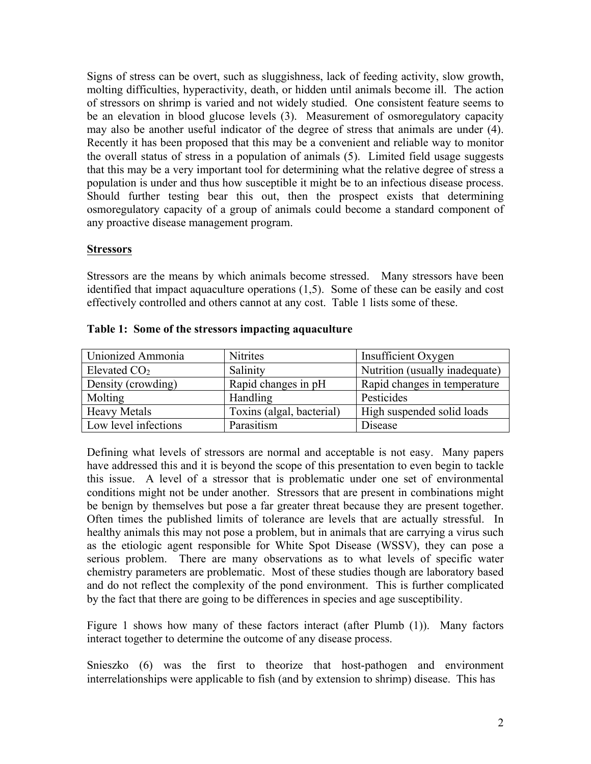Signs of stress can be overt, such as sluggishness, lack of feeding activity, slow growth, molting difficulties, hyperactivity, death, or hidden until animals become ill. The action of stressors on shrimp is varied and not widely studied. One consistent feature seems to be an elevation in blood glucose levels (3). Measurement of osmoregulatory capacity may also be another useful indicator of the degree of stress that animals are under (4). Recently it has been proposed that this may be a convenient and reliable way to monitor the overall status of stress in a population of animals (5). Limited field usage suggests that this may be a very important tool for determining what the relative degree of stress a population is under and thus how susceptible it might be to an infectious disease process. Should further testing bear this out, then the prospect exists that determining osmoregulatory capacity of a group of animals could become a standard component of any proactive disease management program.

## Stressors

Stressors are the means by which animals become stressed. Many stressors have been identified that impact aquaculture operations (1,5). Some of these can be easily and cost effectively controlled and others cannot at any cost. Table 1 lists some of these.

**Table 1: Some of the stressors impacting aquaculture**

| | | |
|---|---|---|
| Unionized Ammonia | Nitrites | Insufficient Oxygen |
| Elevated $CO_2$ | Salinity | Nutrition (usually inadequate) |
| Density (crowding) | Rapid changes in pH | Rapid changes in temperature |
| Molting | Handling | Pesticides |
| Heavy Metals | Toxins (algal, bacterial) | High suspended solid loads |
| Low level infections | Parasitism | Disease |

Defining what levels of stressors are normal and acceptable is not easy. Many papers have addressed this and it is beyond the scope of this presentation to even begin to tackle this issue. A level of a stressor that is problematic under one set of environmental conditions might not be under another. Stressors that are present in combinations might be benign by themselves but pose a far greater threat because they are present together. Often times the published limits of tolerance are levels that are actually stressful. In healthy animals this may not pose a problem, but in animals that are carrying a virus such as the etiologic agent responsible for White Spot Disease (WSSV), they can pose a serious problem. There are many observations as to what levels of specific water chemistry parameters are problematic. Most of these studies though are laboratory based and do not reflect the complexity of the pond environment. This is further complicated by the fact that there are going to be differences in species and age susceptibility.

Figure 1 shows how many of these factors interact (after Plumb (1)). Many factors interact together to determine the outcome of any disease process.

Snieszko (6) was the first to theorize that host-pathogen and environment interrelationships were applicable to fish (and by extension to shrimp) disease. This has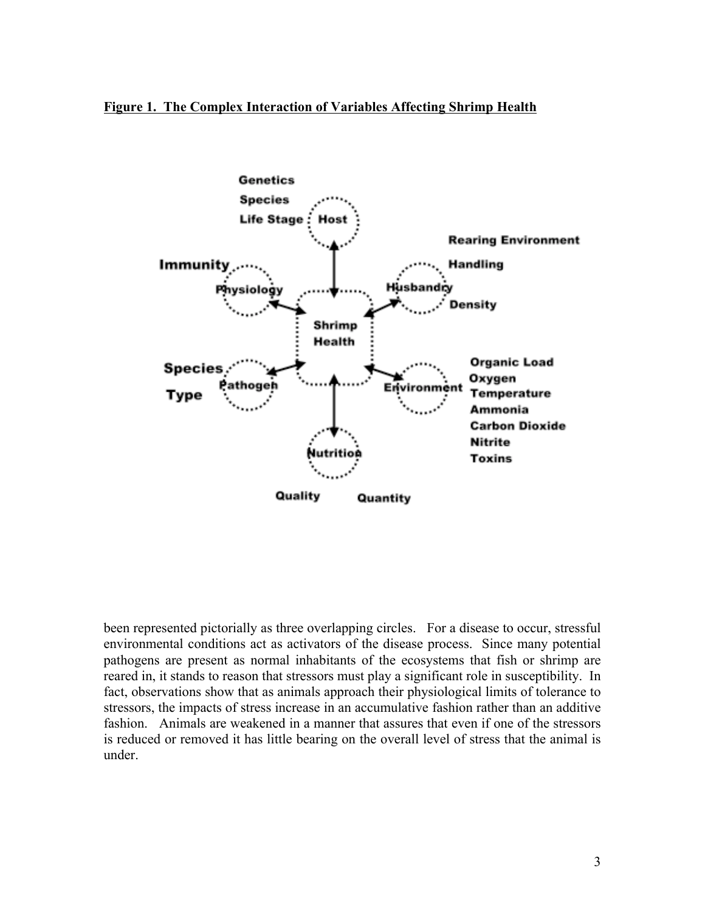**Figure 1. The Complex Interaction of Variables Affecting Shrimp Health**

been represented pictorially as three overlapping circles. For a disease to occur, stressful environmental conditions act as activators of the disease process. Since many potential pathogens are present as normal inhabitants of the ecosystems that fish or shrimp are reared in, it stands to reason that stressors must play a significant role in susceptibility. In fact, observations show that as animals approach their physiological limits of tolerance to stressors, the impacts of stress increase in an accumulative fashion rather than an additive fashion. Animals are weakened in a manner that assures that even if one of the stressors is reduced or removed it has little bearing on the overall level of stress that the animal is under.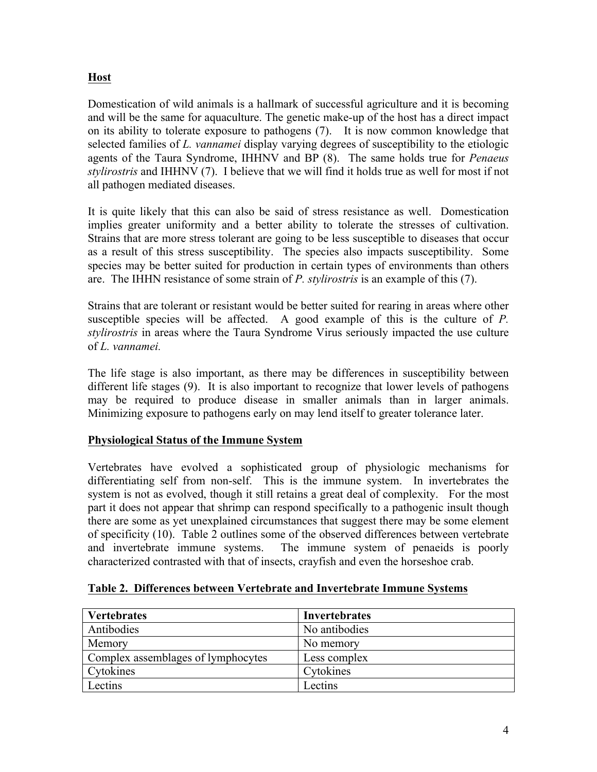## Host

Domestication of wild animals is a hallmark of successful agriculture and it is becoming and will be the same for aquaculture. The genetic make-up of the host has a direct impact on its ability to tolerate exposure to pathogens (7). It is now common knowledge that selected families of *L. vannamei* display varying degrees of susceptibility to the etiologic agents of the Taura Syndrome, IHHNV and BP (8). The same holds true for *Penaeus stylirostris* and IHHNV (7). I believe that we will find it holds true as well for most if not all pathogen mediated diseases.

It is quite likely that this can also be said of stress resistance as well. Domestication implies greater uniformity and a better ability to tolerate the stresses of cultivation. Strains that are more stress tolerant are going to be less susceptible to diseases that occur as a result of this stress susceptibility. The species also impacts susceptibility. Some species may be better suited for production in certain types of environments than others are. The IHHN resistance of some strain of *P. stylirostris* is an example of this (7).

Strains that are tolerant or resistant would be better suited for rearing in areas where other susceptible species will be affected. A good example of this is the culture of *P. stylirostris* in areas where the Taura Syndrome Virus seriously impacted the use culture of *L. vannamei.*

The life stage is also important, as there may be differences in susceptibility between different life stages (9). It is also important to recognize that lower levels of pathogens may be required to produce disease in smaller animals than in larger animals. Minimizing exposure to pathogens early on may lend itself to greater tolerance later.

## Physiological Status of the Immune System

Vertebrates have evolved a sophisticated group of physiologic mechanisms for differentiating self from non-self. This is the immune system. In invertebrates the system is not as evolved, though it still retains a great deal of complexity. For the most part it does not appear that shrimp can respond specifically to a pathogenic insult though there are some as yet unexplained circumstances that suggest there may be some element of specificity (10). Table 2 outlines some of the observed differences between vertebrate and invertebrate immune systems. The immune system of penaeids is poorly characterized contrasted with that of insects, crayfish and even the horseshoe crab.

**Table 2. Differences between Vertebrate and Invertebrate Immune Systems**

| Vertebrates | Invertebrates |
|---|---|
| Antibodies | No antibodies |
| Memory | No memory |
| Complex assemblages of lymphocytes | Less complex |
| Cytokines | Cytokines |
| Lectins | Lectins |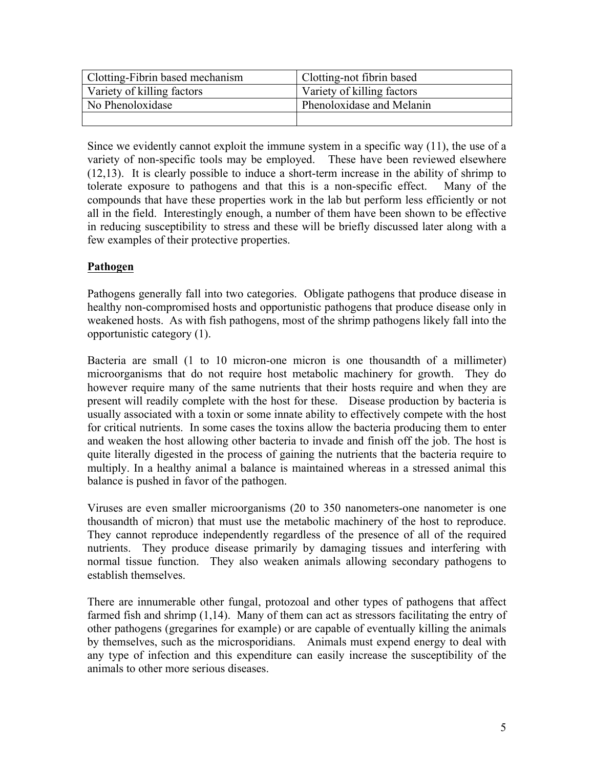| Clotting-Fibrin based mechanism | Clotting-not fibrin based |
|---|---|
| Variety of killing factors | Variety of killing factors |
| No Phenoloxidase | Phenoloxidase and Melanin |
| | |

Since we evidently cannot exploit the immune system in a specific way (11), the use of a variety of non-specific tools may be employed. These have been reviewed elsewhere (12,13). It is clearly possible to induce a short-term increase in the ability of shrimp to tolerate exposure to pathogens and that this is a non-specific effect. Many of the compounds that have these properties work in the lab but perform less efficiently or not all in the field. Interestingly enough, a number of them have been shown to be effective in reducing susceptibility to stress and these will be briefly discussed later along with a few examples of their protective properties.

**Pathogen**

Pathogens generally fall into two categories. Obligate pathogens that produce disease in healthy non-compromised hosts and opportunistic pathogens that produce disease only in weakened hosts. As with fish pathogens, most of the shrimp pathogens likely fall into the opportunistic category (1).

Bacteria are small (1 to 10 micron-one micron is one thousandth of a millimeter) microorganisms that do not require host metabolic machinery for growth. They do however require many of the same nutrients that their hosts require and when they are present will readily complete with the host for these. Disease production by bacteria is usually associated with a toxin or some innate ability to effectively compete with the host for critical nutrients. In some cases the toxins allow the bacteria producing them to enter and weaken the host allowing other bacteria to invade and finish off the job. The host is quite literally digested in the process of gaining the nutrients that the bacteria require to multiply. In a healthy animal a balance is maintained whereas in a stressed animal this balance is pushed in favor of the pathogen.

Viruses are even smaller microorganisms (20 to 350 nanometers-one nanometer is one thousandth of micron) that must use the metabolic machinery of the host to reproduce. They cannot reproduce independently regardless of the presence of all of the required nutrients. They produce disease primarily by damaging tissues and interfering with normal tissue function. They also weaken animals allowing secondary pathogens to establish themselves.

There are innumerable other fungal, protozoal and other types of pathogens that affect farmed fish and shrimp (1,14). Many of them can act as stressors facilitating the entry of other pathogens (gregarines for example) or are capable of eventually killing the animals by themselves, such as the microsporidians. Animals must expend energy to deal with any type of infection and this expenditure can easily increase the susceptibility of the animals to other more serious diseases.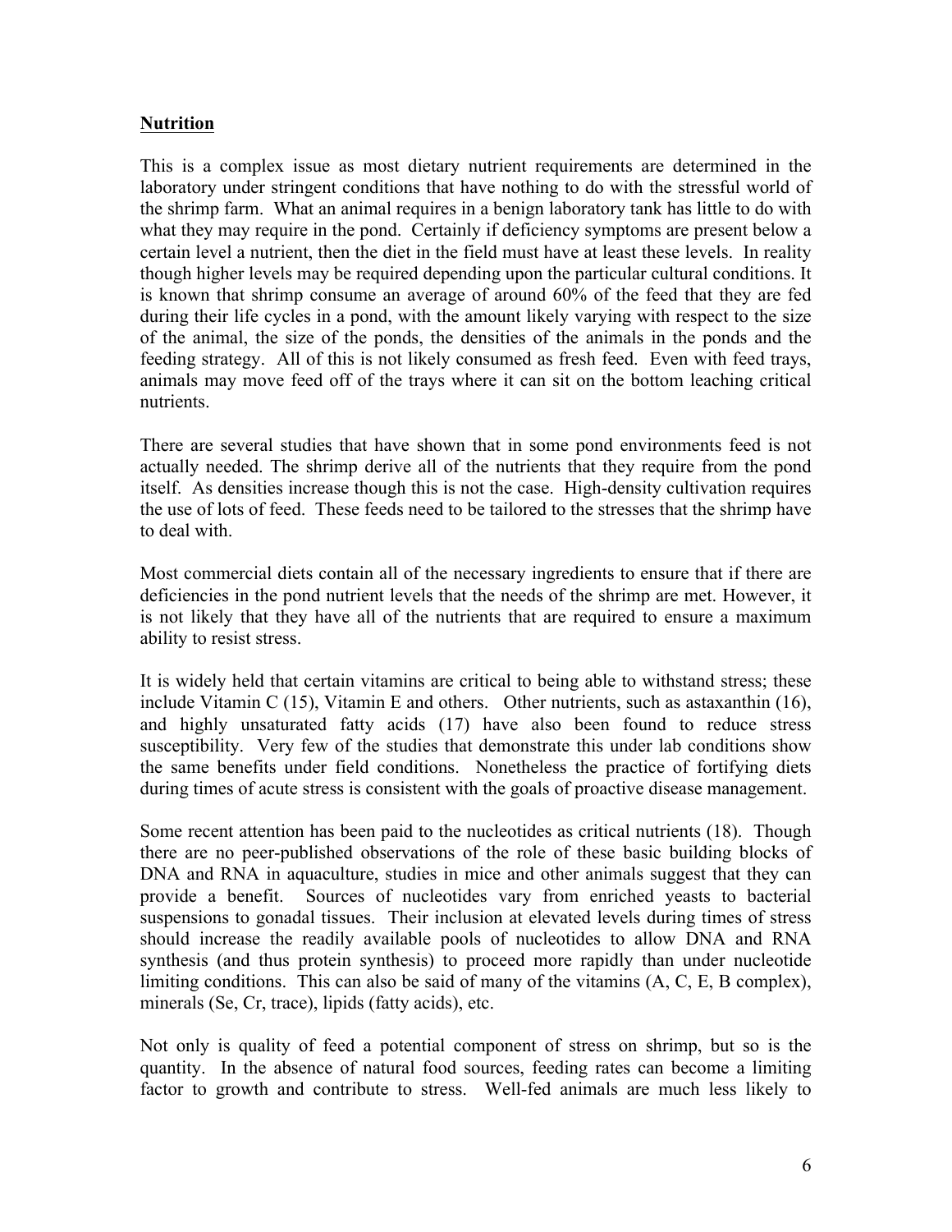**Nutrition**

This is a complex issue as most dietary nutrient requirements are determined in the laboratory under stringent conditions that have nothing to do with the stressful world of the shrimp farm. What an animal requires in a benign laboratory tank has little to do with what they may require in the pond. Certainly if deficiency symptoms are present below a certain level a nutrient, then the diet in the field must have at least these levels. In reality though higher levels may be required depending upon the particular cultural conditions. It is known that shrimp consume an average of around 60% of the feed that they are fed during their life cycles in a pond, with the amount likely varying with respect to the size of the animal, the size of the ponds, the densities of the animals in the ponds and the feeding strategy. All of this is not likely consumed as fresh feed. Even with feed trays, animals may move feed off of the trays where it can sit on the bottom leaching critical nutrients.

There are several studies that have shown that in some pond environments feed is not actually needed. The shrimp derive all of the nutrients that they require from the pond itself. As densities increase though this is not the case. High-density cultivation requires the use of lots of feed. These feeds need to be tailored to the stresses that the shrimp have to deal with.

Most commercial diets contain all of the necessary ingredients to ensure that if there are deficiencies in the pond nutrient levels that the needs of the shrimp are met. However, it is not likely that they have all of the nutrients that are required to ensure a maximum ability to resist stress.

It is widely held that certain vitamins are critical to being able to withstand stress; these include Vitamin C (15), Vitamin E and others. Other nutrients, such as astaxanthin (16), and highly unsaturated fatty acids (17) have also been found to reduce stress susceptibility. Very few of the studies that demonstrate this under lab conditions show the same benefits under field conditions. Nonetheless the practice of fortifying diets during times of acute stress is consistent with the goals of proactive disease management.

Some recent attention has been paid to the nucleotides as critical nutrients (18). Though there are no peer-published observations of the role of these basic building blocks of DNA and RNA in aquaculture, studies in mice and other animals suggest that they can provide a benefit. Sources of nucleotides vary from enriched yeasts to bacterial suspensions to gonadal tissues. Their inclusion at elevated levels during times of stress should increase the readily available pools of nucleotides to allow DNA and RNA synthesis (and thus protein synthesis) to proceed more rapidly than under nucleotide limiting conditions. This can also be said of many of the vitamins (A, C, E, B complex), minerals (Se, Cr, trace), lipids (fatty acids), etc.

Not only is quality of feed a potential component of stress on shrimp, but so is the quantity. In the absence of natural food sources, feeding rates can become a limiting factor to growth and contribute to stress. Well-fed animals are much less likely to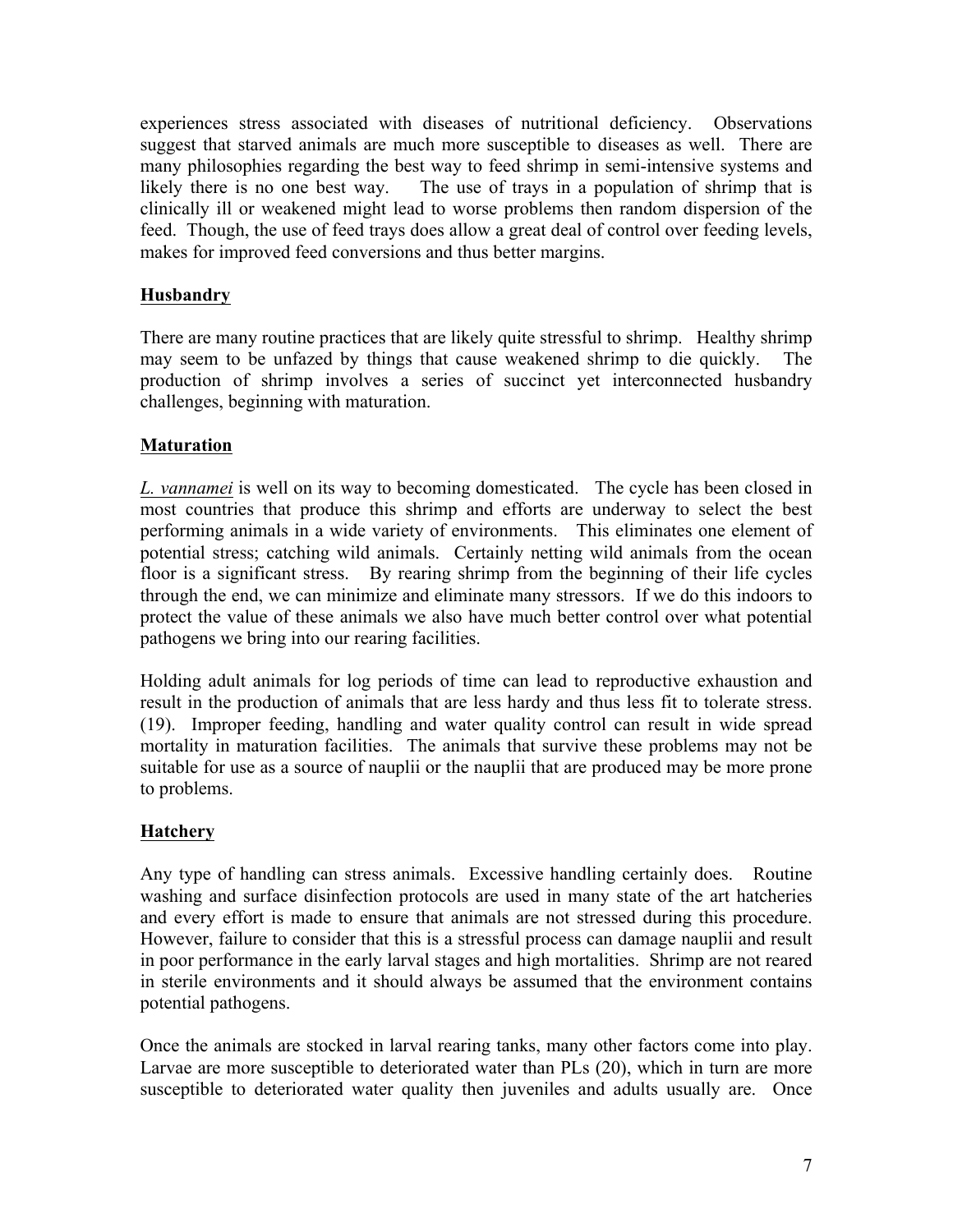experiences stress associated with diseases of nutritional deficiency. Observations suggest that starved animals are much more susceptible to diseases as well. There are many philosophies regarding the best way to feed shrimp in semi-intensive systems and likely there is no one best way. The use of trays in a population of shrimp that is clinically ill or weakened might lead to worse problems then random dispersion of the feed. Though, the use of feed trays does allow a great deal of control over feeding levels, makes for improved feed conversions and thus better margins.

## Husbandry

There are many routine practices that are likely quite stressful to shrimp. Healthy shrimp may seem to be unfazed by things that cause weakened shrimp to die quickly. The production of shrimp involves a series of succinct yet interconnected husbandry challenges, beginning with maturation.

## Maturation

*L. vannamei* is well on its way to becoming domesticated. The cycle has been closed in most countries that produce this shrimp and efforts are underway to select the best performing animals in a wide variety of environments. This eliminates one element of potential stress; catching wild animals. Certainly netting wild animals from the ocean floor is a significant stress. By rearing shrimp from the beginning of their life cycles through the end, we can minimize and eliminate many stressors. If we do this indoors to protect the value of these animals we also have much better control over what potential pathogens we bring into our rearing facilities.

Holding adult animals for log periods of time can lead to reproductive exhaustion and result in the production of animals that are less hardy and thus less fit to tolerate stress. (19). Improper feeding, handling and water quality control can result in wide spread mortality in maturation facilities. The animals that survive these problems may not be suitable for use as a source of nauplii or the nauplii that are produced may be more prone to problems.

## Hatchery

Any type of handling can stress animals. Excessive handling certainly does. Routine washing and surface disinfection protocols are used in many state of the art hatcheries and every effort is made to ensure that animals are not stressed during this procedure. However, failure to consider that this is a stressful process can damage nauplii and result in poor performance in the early larval stages and high mortalities. Shrimp are not reared in sterile environments and it should always be assumed that the environment contains potential pathogens.

Once the animals are stocked in larval rearing tanks, many other factors come into play. Larvae are more susceptible to deteriorated water than PLs (20), which in turn are more susceptible to deteriorated water quality then juveniles and adults usually are. Once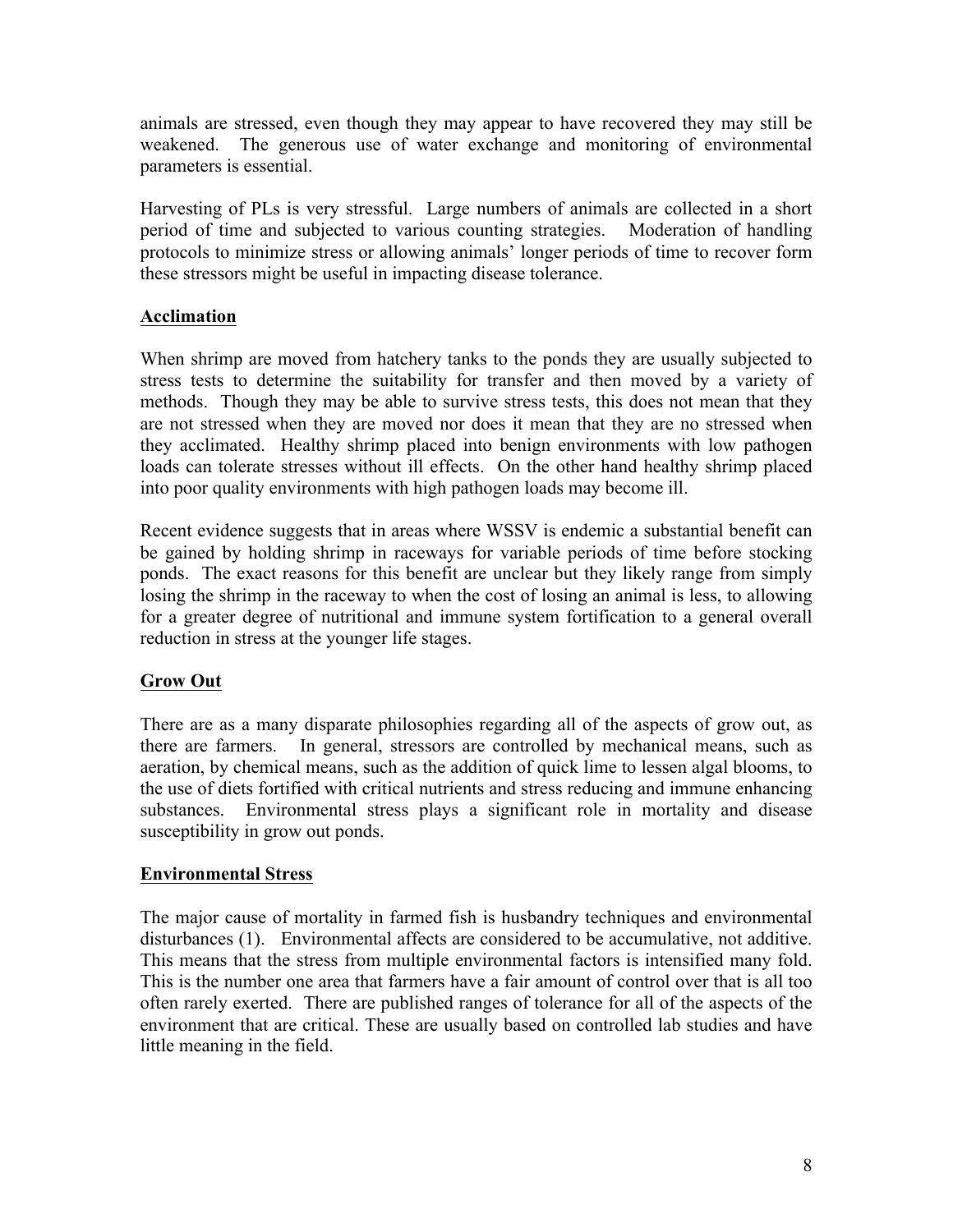animals are stressed, even though they may appear to have recovered they may still be weakened. The generous use of water exchange and monitoring of environmental parameters is essential.

Harvesting of PLs is very stressful. Large numbers of animals are collected in a short period of time and subjected to various counting strategies. Moderation of handling protocols to minimize stress or allowing animals' longer periods of time to recover form these stressors might be useful in impacting disease tolerance.

## Acclimation

When shrimp are moved from hatchery tanks to the ponds they are usually subjected to stress tests to determine the suitability for transfer and then moved by a variety of methods. Though they may be able to survive stress tests, this does not mean that they are not stressed when they are moved nor does it mean that they are no stressed when they acclimated. Healthy shrimp placed into benign environments with low pathogen loads can tolerate stresses without ill effects. On the other hand healthy shrimp placed into poor quality environments with high pathogen loads may become ill.

Recent evidence suggests that in areas where WSSV is endemic a substantial benefit can be gained by holding shrimp in raceways for variable periods of time before stocking ponds. The exact reasons for this benefit are unclear but they likely range from simply losing the shrimp in the raceway to when the cost of losing an animal is less, to allowing for a greater degree of nutritional and immune system fortification to a general overall reduction in stress at the younger life stages.

## Grow Out

There are as a many disparate philosophies regarding all of the aspects of grow out, as there are farmers. In general, stressors are controlled by mechanical means, such as aeration, by chemical means, such as the addition of quick lime to lessen algal blooms, to the use of diets fortified with critical nutrients and stress reducing and immune enhancing substances. Environmental stress plays a significant role in mortality and disease susceptibility in grow out ponds.

## Environmental Stress

The major cause of mortality in farmed fish is husbandry techniques and environmental disturbances (1). Environmental affects are considered to be accumulative, not additive. This means that the stress from multiple environmental factors is intensified many fold. This is the number one area that farmers have a fair amount of control over that is all too often rarely exerted. There are published ranges of tolerance for all of the aspects of the environment that are critical. These are usually based on controlled lab studies and have little meaning in the field.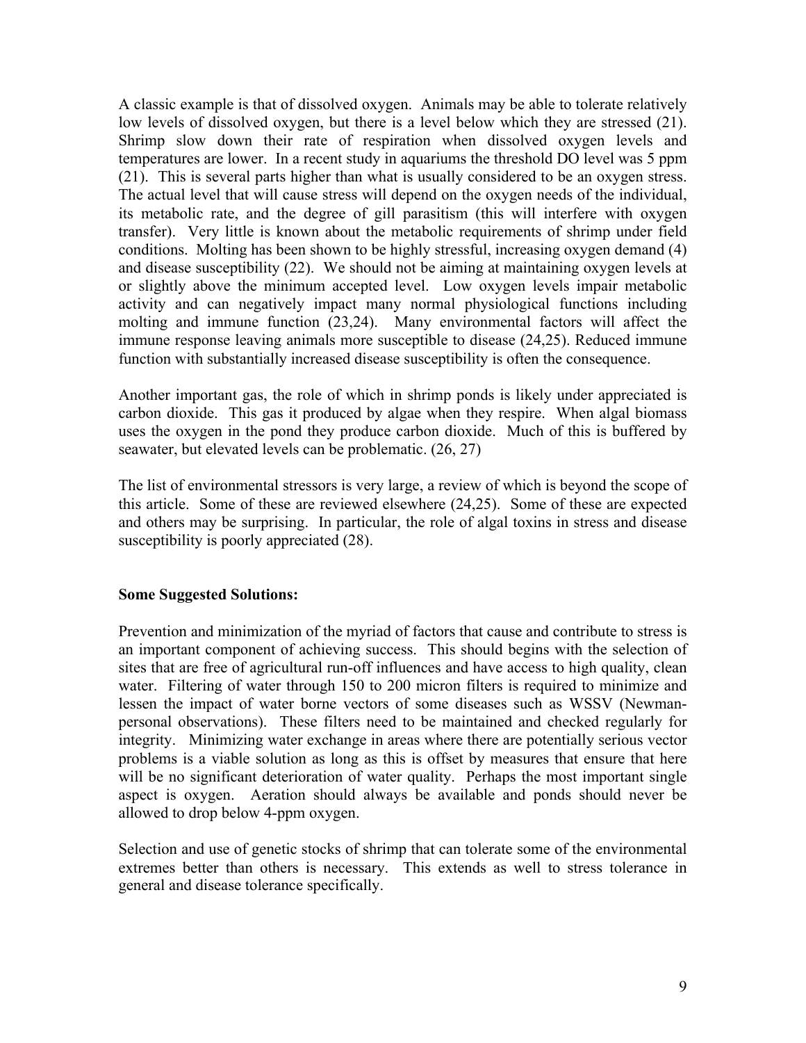A classic example is that of dissolved oxygen. Animals may be able to tolerate relatively low levels of dissolved oxygen, but there is a level below which they are stressed (21). Shrimp slow down their rate of respiration when dissolved oxygen levels and temperatures are lower. In a recent study in aquariums the threshold DO level was 5 ppm (21). This is several parts higher than what is usually considered to be an oxygen stress. The actual level that will cause stress will depend on the oxygen needs of the individual, its metabolic rate, and the degree of gill parasitism (this will interfere with oxygen transfer). Very little is known about the metabolic requirements of shrimp under field conditions. Molting has been shown to be highly stressful, increasing oxygen demand (4) and disease susceptibility (22). We should not be aiming at maintaining oxygen levels at or slightly above the minimum accepted level. Low oxygen levels impair metabolic activity and can negatively impact many normal physiological functions including molting and immune function (23,24). Many environmental factors will affect the immune response leaving animals more susceptible to disease (24,25). Reduced immune function with substantially increased disease susceptibility is often the consequence.

Another important gas, the role of which in shrimp ponds is likely under appreciated is carbon dioxide. This gas it produced by algae when they respire. When algal biomass uses the oxygen in the pond they produce carbon dioxide. Much of this is buffered by seawater, but elevated levels can be problematic. (26, 27)

The list of environmental stressors is very large, a review of which is beyond the scope of this article. Some of these are reviewed elsewhere (24,25). Some of these are expected and others may be surprising. In particular, the role of algal toxins in stress and disease susceptibility is poorly appreciated (28).

**Some Suggested Solutions:**

Prevention and minimization of the myriad of factors that cause and contribute to stress is an important component of achieving success. This should begins with the selection of sites that are free of agricultural run-off influences and have access to high quality, clean water. Filtering of water through 150 to 200 micron filters is required to minimize and lessen the impact of water borne vectors of some diseases such as WSSV (Newman-personal observations). These filters need to be maintained and checked regularly for integrity. Minimizing water exchange in areas where there are potentially serious vector problems is a viable solution as long as this is offset by measures that ensure that here will be no significant deterioration of water quality. Perhaps the most important single aspect is oxygen. Aeration should always be available and ponds should never be allowed to drop below 4-ppm oxygen.

Selection and use of genetic stocks of shrimp that can tolerate some of the environmental extremes better than others is necessary. This extends as well to stress tolerance in general and disease tolerance specifically.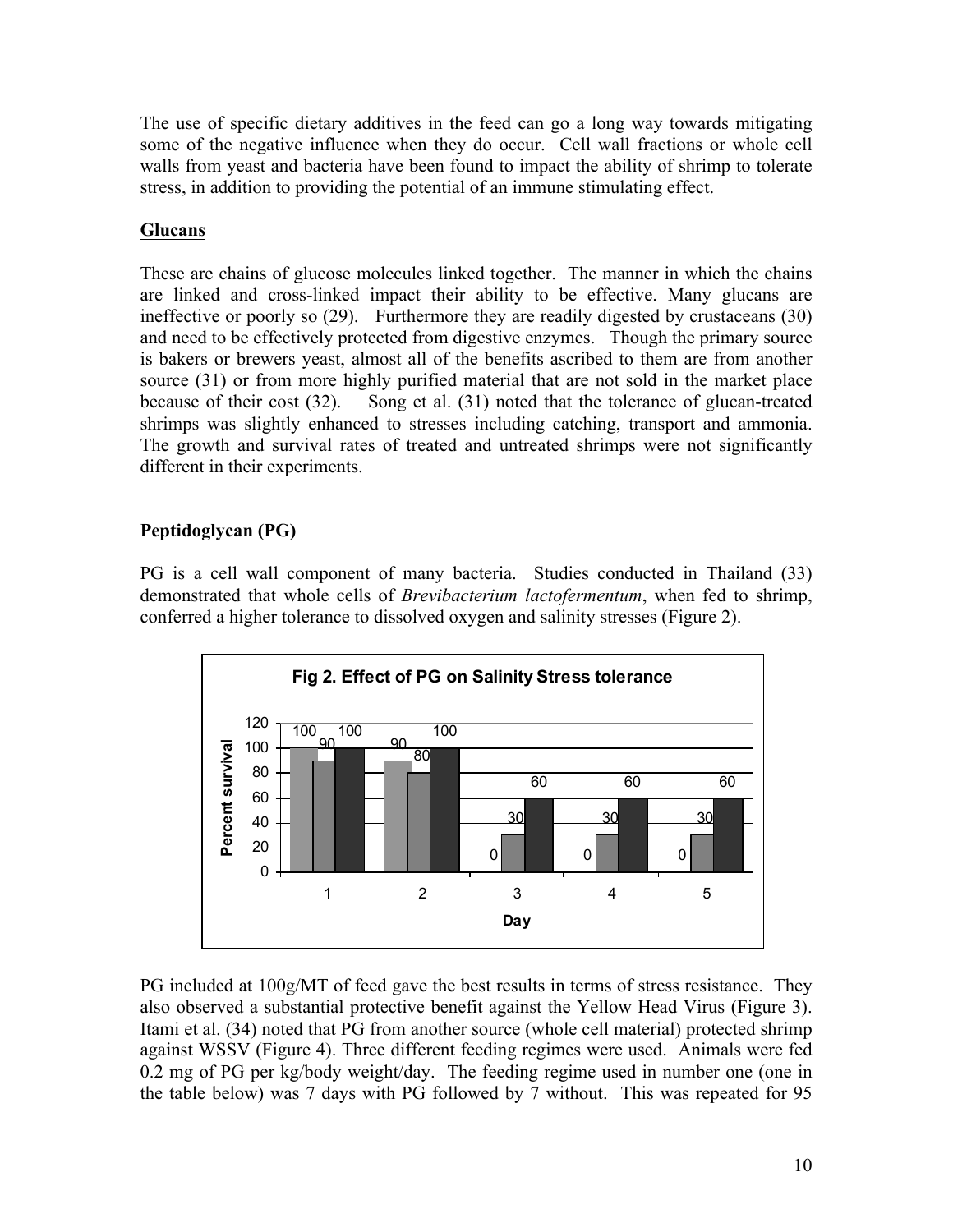The use of specific dietary additives in the feed can go a long way towards mitigating some of the negative influence when they do occur. Cell wall fractions or whole cell walls from yeast and bacteria have been found to impact the ability of shrimp to tolerate stress, in addition to providing the potential of an immune stimulating effect.

## Glucans

These are chains of glucose molecules linked together. The manner in which the chains are linked and cross-linked impact their ability to be effective. Many glucans are ineffective or poorly so (29). Furthermore they are readily digested by crustaceans (30) and need to be effectively protected from digestive enzymes. Though the primary source is bakers or brewers yeast, almost all of the benefits ascribed to them are from another source (31) or from more highly purified material that are not sold in the market place because of their cost (32). Song et al. (31) noted that the tolerance of glucan-treated shrimps was slightly enhanced to stresses including catching, transport and ammonia. The growth and survival rates of treated and untreated shrimps were not significantly different in their experiments.

## Peptidoglycan (PG)

PG is a cell wall component of many bacteria. Studies conducted in Thailand (33) demonstrated that whole cells of *Brevibacterium lactofermentum*, when fed to shrimp, conferred a higher tolerance to dissolved oxygen and salinity stresses (Figure 2).

**Fig 2. Effect of PG on Salinity Stress tolerance**

| Day | Series 1 (Percent survival) | Series 2 (Percent survival) | Series 3 (Percent survival) |
|---|---|---|---|
| 1 | 100 | 90 | 100 |
| 2 | 90 | 80 | 100 |
| 3 | 0 | 30 | 60 |
| 4 | 0 | 30 | 60 |
| 5 | 0 | 30 | 60 |

PG included at 100g/MT of feed gave the best results in terms of stress resistance. They also observed a substantial protective benefit against the Yellow Head Virus (Figure 3). Itami et al. (34) noted that PG from another source (whole cell material) protected shrimp against WSSV (Figure 4). Three different feeding regimes were used. Animals were fed 0.2 mg of PG per kg/body weight/day. The feeding regime used in number one (one in the table below) was 7 days with PG followed by 7 without. This was repeated for 95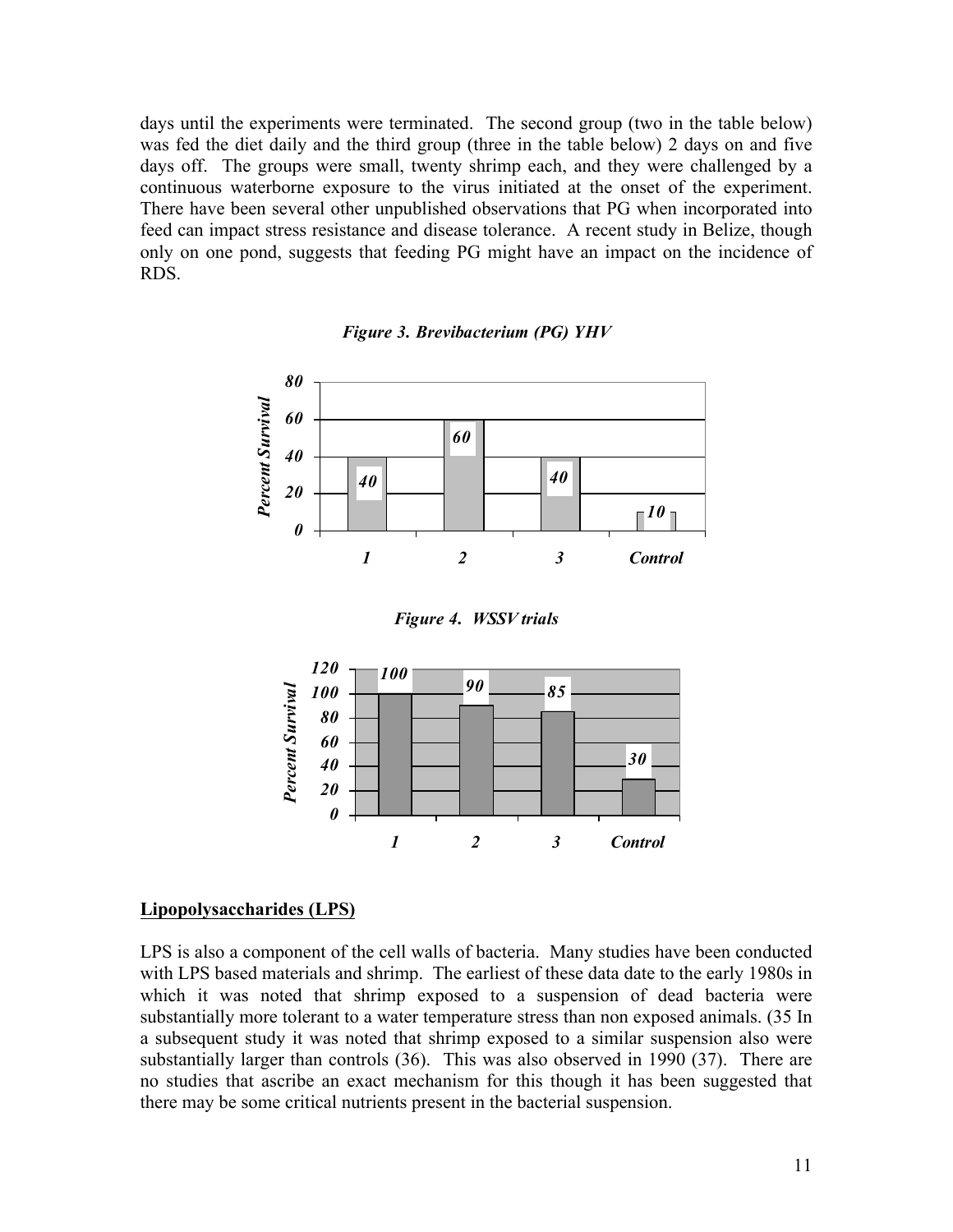days until the experiments were terminated. The second group (two in the table below) was fed the diet daily and the third group (three in the table below) 2 days on and five days off. The groups were small, twenty shrimp each, and they were challenged by a continuous waterborne exposure to the virus initiated at the onset of the experiment. There have been several other unpublished observations that PG when incorporated into feed can impact stress resistance and disease tolerance. A recent study in Belize, though only on one pond, suggests that feeding PG might have an impact on the incidence of RDS.

***Figure 3. Brevibacterium (PG) YHV***

| Group | Percent Survival |
|---|---|
| 1 | 40 |
| 2 | 60 |
| 3 | 40 |
| Control | 10 |

***Figure 4. WSSV trials***

| Group | Percent Survival |
|---|---|
| 1 | 100 |
| 2 | 90 |
| 3 | 85 |
| Control | 30 |

**Lipopolysaccharides (LPS)**

LPS is also a component of the cell walls of bacteria. Many studies have been conducted with LPS based materials and shrimp. The earliest of these data date to the early 1980s in which it was noted that shrimp exposed to a suspension of dead bacteria were substantially more tolerant to a water temperature stress than non exposed animals. (35 In a subsequent study it was noted that shrimp exposed to a similar suspension also were substantially larger than controls (36). This was also observed in 1990 (37). There are no studies that ascribe an exact mechanism for this though it has been suggested that there may be some critical nutrients present in the bacterial suspension.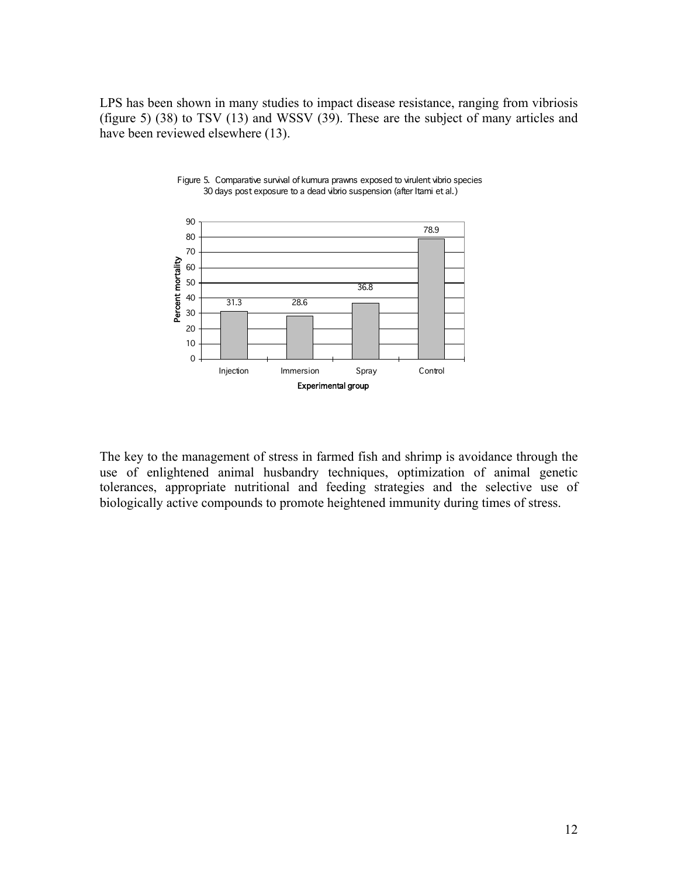LPS has been shown in many studies to impact disease resistance, ranging from vibriosis (figure 5) (38) to TSV (13) and WSSV (39). These are the subject of many articles and have been reviewed elsewhere (13).

Figure 5. Comparative survival of kumura prawns exposed to virulent vibrio species 30 days post exposure to a dead vibrio suspension (after Itami et al.)

| Experimental group | Percent mortality |
| --- | --- |
| Injection | 31.3 |
| Immersion | 28.6 |
| Spray | 36.8 |
| Control | 78.9 |

The key to the management of stress in farmed fish and shrimp is avoidance through the use of enlightened animal husbandry techniques, optimization of animal genetic tolerances, appropriate nutritional and feeding strategies and the selective use of biologically active compounds to promote heightened immunity during times of stress.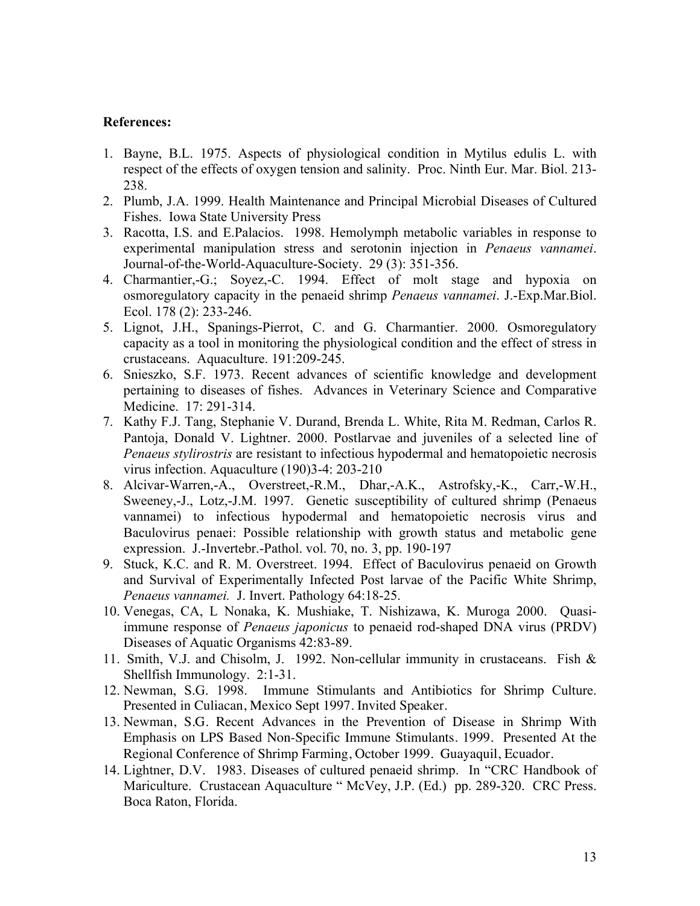**References:**

1. Bayne, B.L. 1975. Aspects of physiological condition in Mytilus edulis L. with respect of the effects of oxygen tension and salinity. Proc. Ninth Eur. Mar. Biol. 213-238.
2. Plumb, J.A. 1999. Health Maintenance and Principal Microbial Diseases of Cultured Fishes. Iowa State University Press
3. Racotta, I.S. and E.Palacios. 1998. Hemolymph metabolic variables in response to experimental manipulation stress and serotonin injection in *Penaeus vannamei*. Journal-of-the-World-Aquaculture-Society. 29 (3): 351-356.
4. Charmantier,-G.; Soyez,-C. 1994. Effect of molt stage and hypoxia on osmoregulatory capacity in the penaeid shrimp *Penaeus vannamei*. J.-Exp.Mar.Biol. Ecol. 178 (2): 233-246.
5. Lignot, J.H., Spanings-Pierrot, C. and G. Charmantier. 2000. Osmoregulatory capacity as a tool in monitoring the physiological condition and the effect of stress in crustaceans. Aquaculture. 191:209-245.
6. Snieszko, S.F. 1973. Recent advances of scientific knowledge and development pertaining to diseases of fishes. Advances in Veterinary Science and Comparative Medicine. 17: 291-314.
7. Kathy F.J. Tang, Stephanie V. Durand, Brenda L. White, Rita M. Redman, Carlos R. Pantoja, Donald V. Lightner. 2000. Postlarvae and juveniles of a selected line of *Penaeus stylirostris* are resistant to infectious hypodermal and hematopoietic necrosis virus infection. Aquaculture (190)3-4: 203-210
8. Alcivar-Warren,-A., Overstreet,-R.M., Dhar,-A.K., Astrofsky,-K., Carr,-W.H., Sweeney,-J., Lotz,-J.M. 1997. Genetic susceptibility of cultured shrimp (Penaeus vannamei) to infectious hypodermal and hematopoietic necrosis virus and Baculovirus penaei: Possible relationship with growth status and metabolic gene expression. J.-Invertebr.-Pathol. vol. 70, no. 3, pp. 190-197
9. Stuck, K.C. and R. M. Overstreet. 1994. Effect of Baculovirus penaeid on Growth and Survival of Experimentally Infected Post larvae of the Pacific White Shrimp, *Penaeus vannamei.* J. Invert. Pathology 64:18-25.
10. Venegas, CA, L Nonaka, K. Mushiake, T. Nishizawa, K. Muroga 2000. Quasi-immune response of *Penaeus japonicus* to penaeid rod-shaped DNA virus (PRDV) Diseases of Aquatic Organisms 42:83-89.
11. Smith, V.J. and Chisolm, J. 1992. Non-cellular immunity in crustaceans. Fish & Shellfish Immunology. 2:1-31.
12. Newman, S.G. 1998. Immune Stimulants and Antibiotics for Shrimp Culture. Presented in Culiacan, Mexico Sept 1997. Invited Speaker.
13. Newman, S.G. Recent Advances in the Prevention of Disease in Shrimp With Emphasis on LPS Based Non-Specific Immune Stimulants. 1999. Presented At the Regional Conference of Shrimp Farming, October 1999. Guayaquil, Ecuador.
14. Lightner, D.V. 1983. Diseases of cultured penaeid shrimp. In "CRC Handbook of Mariculture. Crustacean Aquaculture " McVey, J.P. (Ed.) pp. 289-320. CRC Press. Boca Raton, Florida.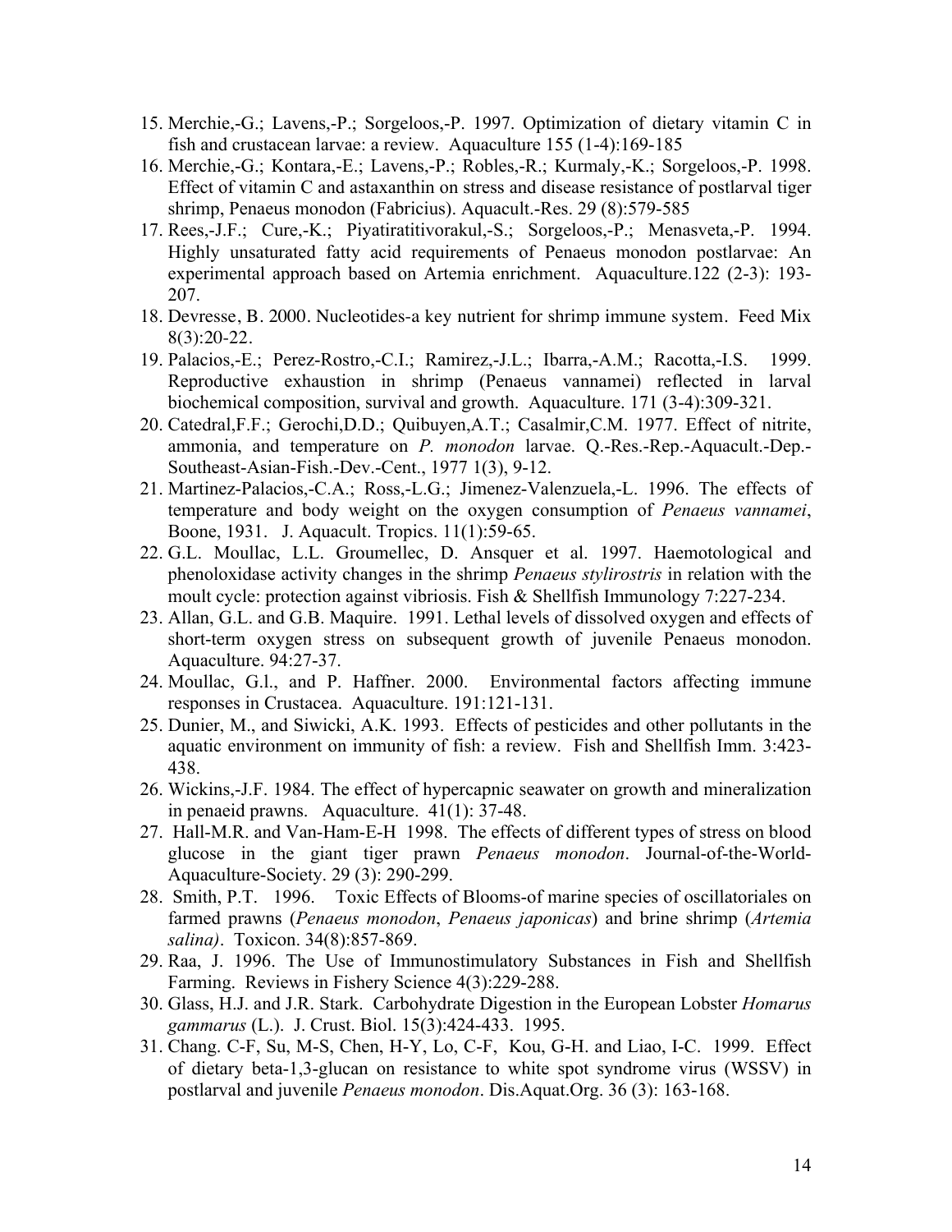15. Merchie,-G.; Lavens,-P.; Sorgeloos,-P. 1997. Optimization of dietary vitamin C in fish and crustacean larvae: a review. Aquaculture 155 (1-4):169-185
16. Merchie,-G.; Kontara,-E.; Lavens,-P.; Robles,-R.; Kurmaly,-K.; Sorgeloos,-P. 1998. Effect of vitamin C and astaxanthin on stress and disease resistance of postlarval tiger shrimp, Penaeus monodon (Fabricius). Aquacult.-Res. 29 (8):579-585
17. Rees,-J.F.; Cure,-K.; Piyatiratitivorakul,-S.; Sorgeloos,-P.; Menasveta,-P. 1994. Highly unsaturated fatty acid requirements of Penaeus monodon postlarvae: An experimental approach based on Artemia enrichment. Aquaculture.122 (2-3): 193-207.
18. Devresse, B. 2000. Nucleotides-a key nutrient for shrimp immune system. Feed Mix 8(3):20-22.
19. Palacios,-E.; Perez-Rostro,-C.I.; Ramirez,-J.L.; Ibarra,-A.M.; Racotta,-I.S. 1999. Reproductive exhaustion in shrimp (Penaeus vannamei) reflected in larval biochemical composition, survival and growth. Aquaculture. 171 (3-4):309-321.
20. Catedral,F.F.; Gerochi,D.D.; Quibuyen,A.T.; Casalmir,C.M. 1977. Effect of nitrite, ammonia, and temperature on *P. monodon* larvae. Q.-Res.-Rep.-Aquacult.-Dep.-Southeast-Asian-Fish.-Dev.-Cent., 1977 1(3), 9-12.
21. Martinez-Palacios,-C.A.; Ross,-L.G.; Jimenez-Valenzuela,-L. 1996. The effects of temperature and body weight on the oxygen consumption of *Penaeus vannamei*, Boone, 1931. J. Aquacult. Tropics. 11(1):59-65.
22. G.L. Moullac, L.L. Groumellec, D. Ansquer et al. 1997. Haemotological and phenoloxidase activity changes in the shrimp *Penaeus stylirostris* in relation with the moult cycle: protection against vibriosis. Fish & Shellfish Immunology 7:227-234.
23. Allan, G.L. and G.B. Maquire. 1991. Lethal levels of dissolved oxygen and effects of short-term oxygen stress on subsequent growth of juvenile Penaeus monodon. Aquaculture. 94:27-37.
24. Moullac, G.l., and P. Haffner. 2000. Environmental factors affecting immune responses in Crustacea. Aquaculture. 191:121-131.
25. Dunier, M., and Siwicki, A.K. 1993. Effects of pesticides and other pollutants in the aquatic environment on immunity of fish: a review. Fish and Shellfish Imm. 3:423-438.
26. Wickins,-J.F. 1984. The effect of hypercapnic seawater on growth and mineralization in penaeid prawns. Aquaculture. 41(1): 37-48.
27. Hall-M.R. and Van-Ham-E-H 1998. The effects of different types of stress on blood glucose in the giant tiger prawn *Penaeus monodon*. Journal-of-the-World-Aquaculture-Society. 29 (3): 290-299.
28. Smith, P.T. 1996. Toxic Effects of Blooms-of marine species of oscillatoriales on farmed prawns (*Penaeus monodon*, *Penaeus japonicas*) and brine shrimp (*Artemia salina)*. Toxicon. 34(8):857-869.
29. Raa, J. 1996. The Use of Immunostimulatory Substances in Fish and Shellfish Farming. Reviews in Fishery Science 4(3):229-288.
30. Glass, H.J. and J.R. Stark. Carbohydrate Digestion in the European Lobster *Homarus gammarus* (L.). J. Crust. Biol. 15(3):424-433. 1995.
31. Chang. C-F, Su, M-S, Chen, H-Y, Lo, C-F, Kou, G-H. and Liao, I-C. 1999. Effect of dietary beta-1,3-glucan on resistance to white spot syndrome virus (WSSV) in postlarval and juvenile *Penaeus monodon*. Dis.Aquat.Org. 36 (3): 163-168.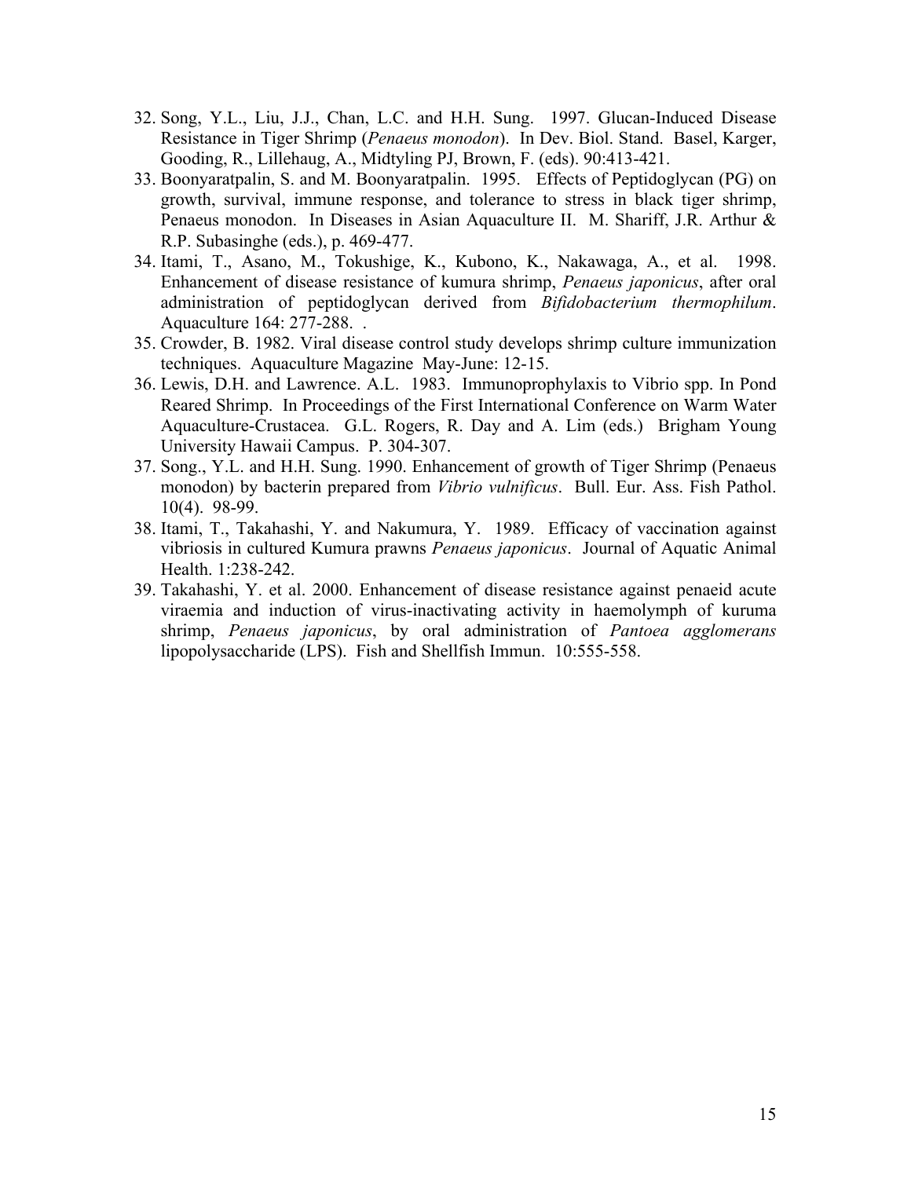32. Song, Y.L., Liu, J.J., Chan, L.C. and H.H. Sung. 1997. Glucan-Induced Disease Resistance in Tiger Shrimp (*Penaeus monodon*). In Dev. Biol. Stand. Basel, Karger, Gooding, R., Lillehaug, A., Midtyling PJ, Brown, F. (eds). 90:413-421.
33. Boonyaratpalin, S. and M. Boonyaratpalin. 1995. Effects of Peptidoglycan (PG) on growth, survival, immune response, and tolerance to stress in black tiger shrimp, Penaeus monodon. In Diseases in Asian Aquaculture II. M. Shariff, J.R. Arthur & R.P. Subasinghe (eds.), p. 469-477.
34. Itami, T., Asano, M., Tokushige, K., Kubono, K., Nakawaga, A., et al. 1998. Enhancement of disease resistance of kumura shrimp, *Penaeus japonicus*, after oral administration of peptidoglycan derived from *Bifidobacterium thermophilum*. Aquaculture 164: 277-288. .
35. Crowder, B. 1982. Viral disease control study develops shrimp culture immunization techniques. Aquaculture Magazine May-June: 12-15.
36. Lewis, D.H. and Lawrence. A.L. 1983. Immunoprophylaxis to Vibrio spp. In Pond Reared Shrimp. In Proceedings of the First International Conference on Warm Water Aquaculture-Crustacea. G.L. Rogers, R. Day and A. Lim (eds.) Brigham Young University Hawaii Campus. P. 304-307.
37. Song., Y.L. and H.H. Sung. 1990. Enhancement of growth of Tiger Shrimp (Penaeus monodon) by bacterin prepared from *Vibrio vulnificus*. Bull. Eur. Ass. Fish Pathol. 10(4). 98-99.
38. Itami, T., Takahashi, Y. and Nakumura, Y. 1989. Efficacy of vaccination against vibriosis in cultured Kumura prawns *Penaeus japonicus*. Journal of Aquatic Animal Health. 1:238-242.
39. Takahashi, Y. et al. 2000. Enhancement of disease resistance against penaeid acute viraemia and induction of virus-inactivating activity in haemolymph of kuruma shrimp, *Penaeus japonicus*, by oral administration of *Pantoea agglomerans* lipopolysaccharide (LPS). Fish and Shellfish Immun. 10:555-558.